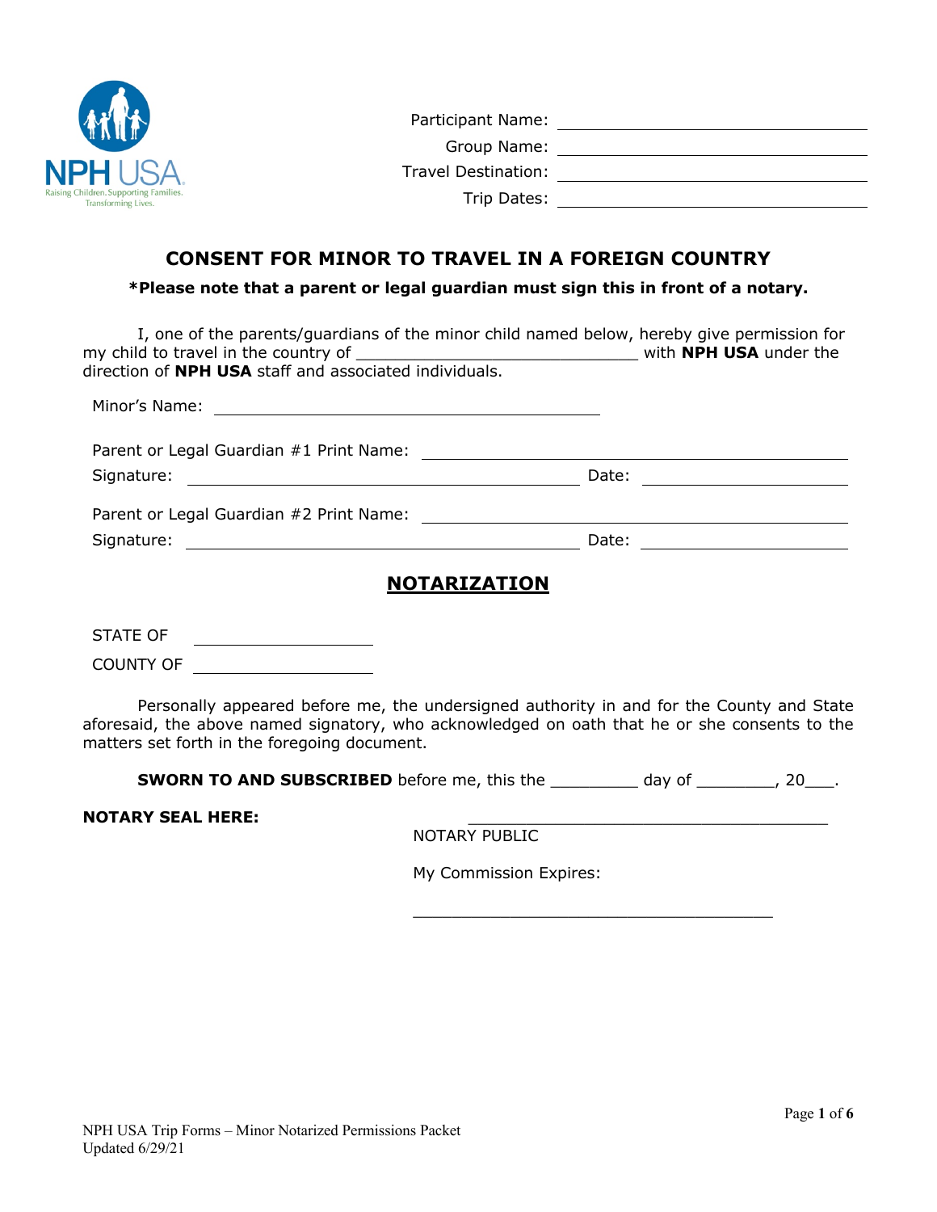NPH USA
Raising Children. Supporting Families. Transforming Lives.

Participant Name: ______________________________

Group Name: ______________________________

Travel Destination: ______________________________

Trip Dates: ______________________________

## CONSENT FOR MINOR TO TRAVEL IN A FOREIGN COUNTRY

**\*Please note that a parent or legal guardian must sign this in front of a notary.**

I, one of the parents/guardians of the minor child named below, hereby give permission for my child to travel in the country of ____________________________ with **NPH USA** under the direction of **NPH USA** staff and associated individuals.

Minor's Name: ______________________________

Parent or Legal Guardian #1 Print Name: ______________________________

Signature: ______________________________ Date: ______________

Parent or Legal Guardian #2 Print Name: ______________________________

Signature: ______________________________ Date: ______________

## NOTARIZATION

STATE OF ______________

COUNTY OF ______________

Personally appeared before me, the undersigned authority in and for the County and State aforesaid, the above named signatory, who acknowledged on oath that he or she consents to the matters set forth in the foregoing document.

**SWORN TO AND SUBSCRIBED** before me, this the _________ day of ________, 20___.

**NOTARY SEAL HERE:**

____________________________________
NOTARY PUBLIC

My Commission Expires:

____________________________________

NPH USA Trip Forms – Minor Notarized Permissions Packet
Updated 6/29/21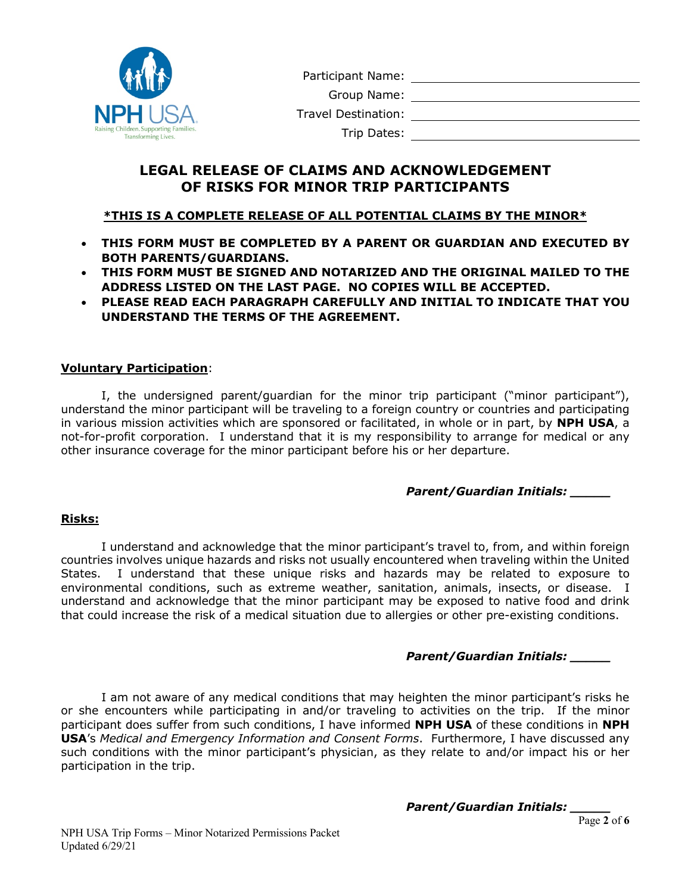NPH USA
Raising Children. Supporting Families. Transforming Lives.

Participant Name: ______________________

Group Name: ______________________

Travel Destination: ______________________

Trip Dates: ______________________

# LEGAL RELEASE OF CLAIMS AND ACKNOWLEDGEMENT OF RISKS FOR MINOR TRIP PARTICIPANTS

**\*THIS IS A COMPLETE RELEASE OF ALL POTENTIAL CLAIMS BY THE MINOR\***

- **THIS FORM MUST BE COMPLETED BY A PARENT OR GUARDIAN AND EXECUTED BY BOTH PARENTS/GUARDIANS.**
- **THIS FORM MUST BE SIGNED AND NOTARIZED AND THE ORIGINAL MAILED TO THE ADDRESS LISTED ON THE LAST PAGE. NO COPIES WILL BE ACCEPTED.**
- **PLEASE READ EACH PARAGRAPH CAREFULLY AND INITIAL TO INDICATE THAT YOU UNDERSTAND THE TERMS OF THE AGREEMENT.**

**Voluntary Participation**:

I, the undersigned parent/guardian for the minor trip participant ("minor participant"), understand the minor participant will be traveling to a foreign country or countries and participating in various mission activities which are sponsored or facilitated, in whole or in part, by **NPH USA**, a not-for-profit corporation. I understand that it is my responsibility to arrange for medical or any other insurance coverage for the minor participant before his or her departure.

***Parent/Guardian Initials: _____***

**Risks:**

I understand and acknowledge that the minor participant's travel to, from, and within foreign countries involves unique hazards and risks not usually encountered when traveling within the United States. I understand that these unique risks and hazards may be related to exposure to environmental conditions, such as extreme weather, sanitation, animals, insects, or disease. I understand and acknowledge that the minor participant may be exposed to native food and drink that could increase the risk of a medical situation due to allergies or other pre-existing conditions.

***Parent/Guardian Initials: _____***

I am not aware of any medical conditions that may heighten the minor participant's risks he or she encounters while participating in and/or traveling to activities on the trip. If the minor participant does suffer from such conditions, I have informed **NPH USA** of these conditions in **NPH USA**'s *Medical and Emergency Information and Consent Forms*. Furthermore, I have discussed any such conditions with the minor participant's physician, as they relate to and/or impact his or her participation in the trip.

***Parent/Guardian Initials: _____***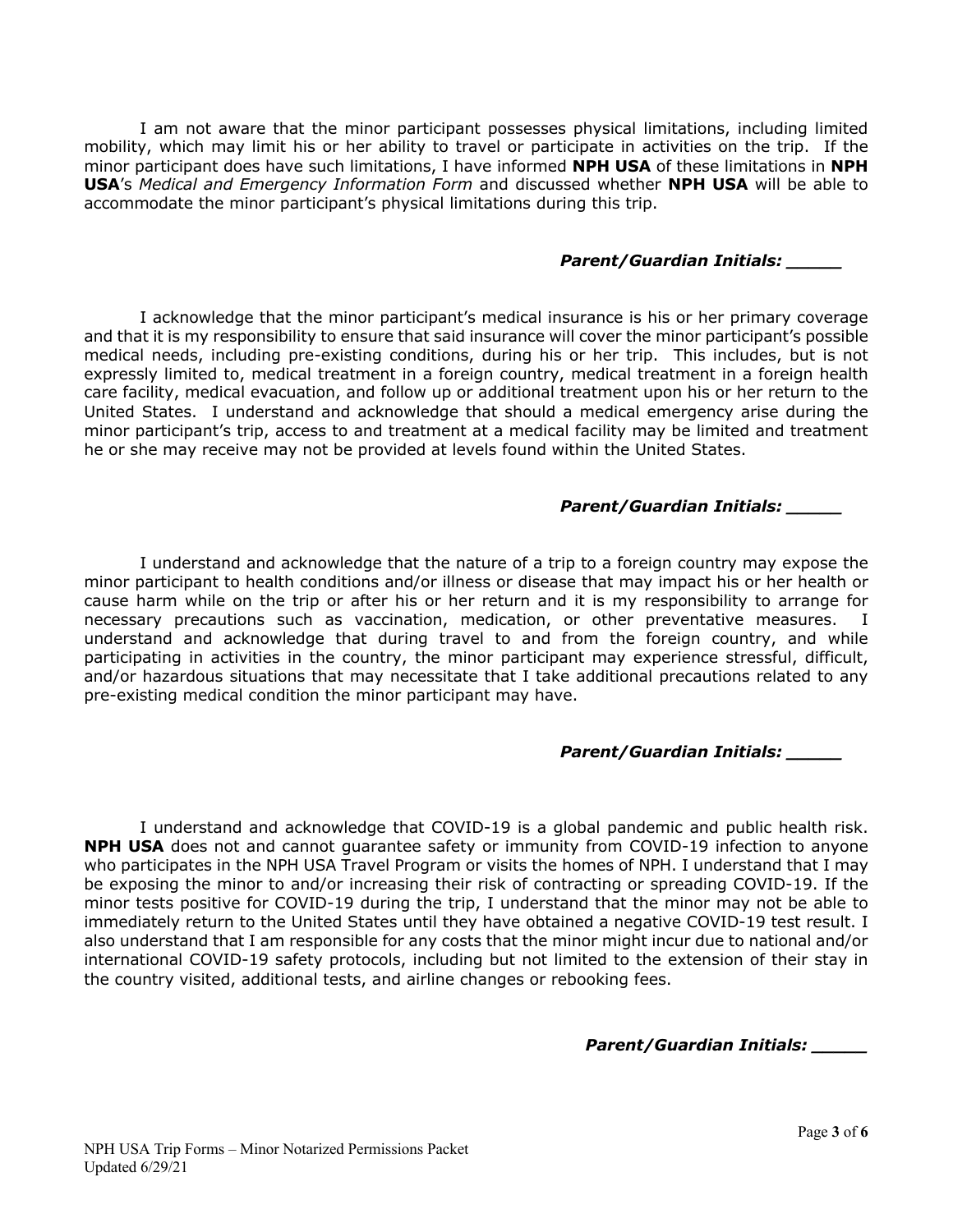I am not aware that the minor participant possesses physical limitations, including limited mobility, which may limit his or her ability to travel or participate in activities on the trip. If the minor participant does have such limitations, I have informed **NPH USA** of these limitations in **NPH USA**'s *Medical and Emergency Information Form* and discussed whether **NPH USA** will be able to accommodate the minor participant's physical limitations during this trip.

***Parent/Guardian Initials: _____***

I acknowledge that the minor participant's medical insurance is his or her primary coverage and that it is my responsibility to ensure that said insurance will cover the minor participant's possible medical needs, including pre-existing conditions, during his or her trip. This includes, but is not expressly limited to, medical treatment in a foreign country, medical treatment in a foreign health care facility, medical evacuation, and follow up or additional treatment upon his or her return to the United States. I understand and acknowledge that should a medical emergency arise during the minor participant's trip, access to and treatment at a medical facility may be limited and treatment he or she may receive may not be provided at levels found within the United States.

***Parent/Guardian Initials: _____***

I understand and acknowledge that the nature of a trip to a foreign country may expose the minor participant to health conditions and/or illness or disease that may impact his or her health or cause harm while on the trip or after his or her return and it is my responsibility to arrange for necessary precautions such as vaccination, medication, or other preventative measures. I understand and acknowledge that during travel to and from the foreign country, and while participating in activities in the country, the minor participant may experience stressful, difficult, and/or hazardous situations that may necessitate that I take additional precautions related to any pre-existing medical condition the minor participant may have.

***Parent/Guardian Initials: _____***

I understand and acknowledge that COVID-19 is a global pandemic and public health risk. **NPH USA** does not and cannot guarantee safety or immunity from COVID-19 infection to anyone who participates in the NPH USA Travel Program or visits the homes of NPH. I understand that I may be exposing the minor to and/or increasing their risk of contracting or spreading COVID-19. If the minor tests positive for COVID-19 during the trip, I understand that the minor may not be able to immediately return to the United States until they have obtained a negative COVID-19 test result. I also understand that I am responsible for any costs that the minor might incur due to national and/or international COVID-19 safety protocols, including but not limited to the extension of their stay in the country visited, additional tests, and airline changes or rebooking fees.

***Parent/Guardian Initials: _____***

NPH USA Trip Forms – Minor Notarized Permissions Packet
Updated 6/29/21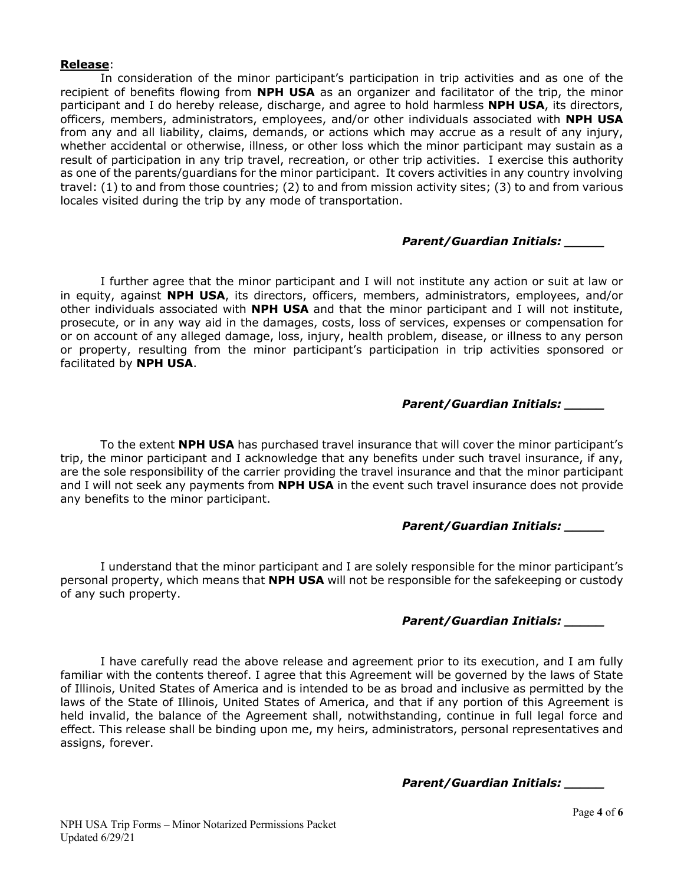**Release**:

In consideration of the minor participant's participation in trip activities and as one of the recipient of benefits flowing from **NPH USA** as an organizer and facilitator of the trip, the minor participant and I do hereby release, discharge, and agree to hold harmless **NPH USA**, its directors, officers, members, administrators, employees, and/or other individuals associated with **NPH USA** from any and all liability, claims, demands, or actions which may accrue as a result of any injury, whether accidental or otherwise, illness, or other loss which the minor participant may sustain as a result of participation in any trip travel, recreation, or other trip activities. I exercise this authority as one of the parents/guardians for the minor participant. It covers activities in any country involving travel: (1) to and from those countries; (2) to and from mission activity sites; (3) to and from various locales visited during the trip by any mode of transportation.

***Parent/Guardian Initials: _____***

I further agree that the minor participant and I will not institute any action or suit at law or in equity, against **NPH USA**, its directors, officers, members, administrators, employees, and/or other individuals associated with **NPH USA** and that the minor participant and I will not institute, prosecute, or in any way aid in the damages, costs, loss of services, expenses or compensation for or on account of any alleged damage, loss, injury, health problem, disease, or illness to any person or property, resulting from the minor participant's participation in trip activities sponsored or facilitated by **NPH USA**.

***Parent/Guardian Initials: _____***

To the extent **NPH USA** has purchased travel insurance that will cover the minor participant's trip, the minor participant and I acknowledge that any benefits under such travel insurance, if any, are the sole responsibility of the carrier providing the travel insurance and that the minor participant and I will not seek any payments from **NPH USA** in the event such travel insurance does not provide any benefits to the minor participant.

***Parent/Guardian Initials: _____***

I understand that the minor participant and I are solely responsible for the minor participant's personal property, which means that **NPH USA** will not be responsible for the safekeeping or custody of any such property.

***Parent/Guardian Initials: _____***

I have carefully read the above release and agreement prior to its execution, and I am fully familiar with the contents thereof. I agree that this Agreement will be governed by the laws of State of Illinois, United States of America and is intended to be as broad and inclusive as permitted by the laws of the State of Illinois, United States of America, and that if any portion of this Agreement is held invalid, the balance of the Agreement shall, notwithstanding, continue in full legal force and effect. This release shall be binding upon me, my heirs, administrators, personal representatives and assigns, forever.

***Parent/Guardian Initials: _____***

NPH USA Trip Forms – Minor Notarized Permissions Packet
Updated 6/29/21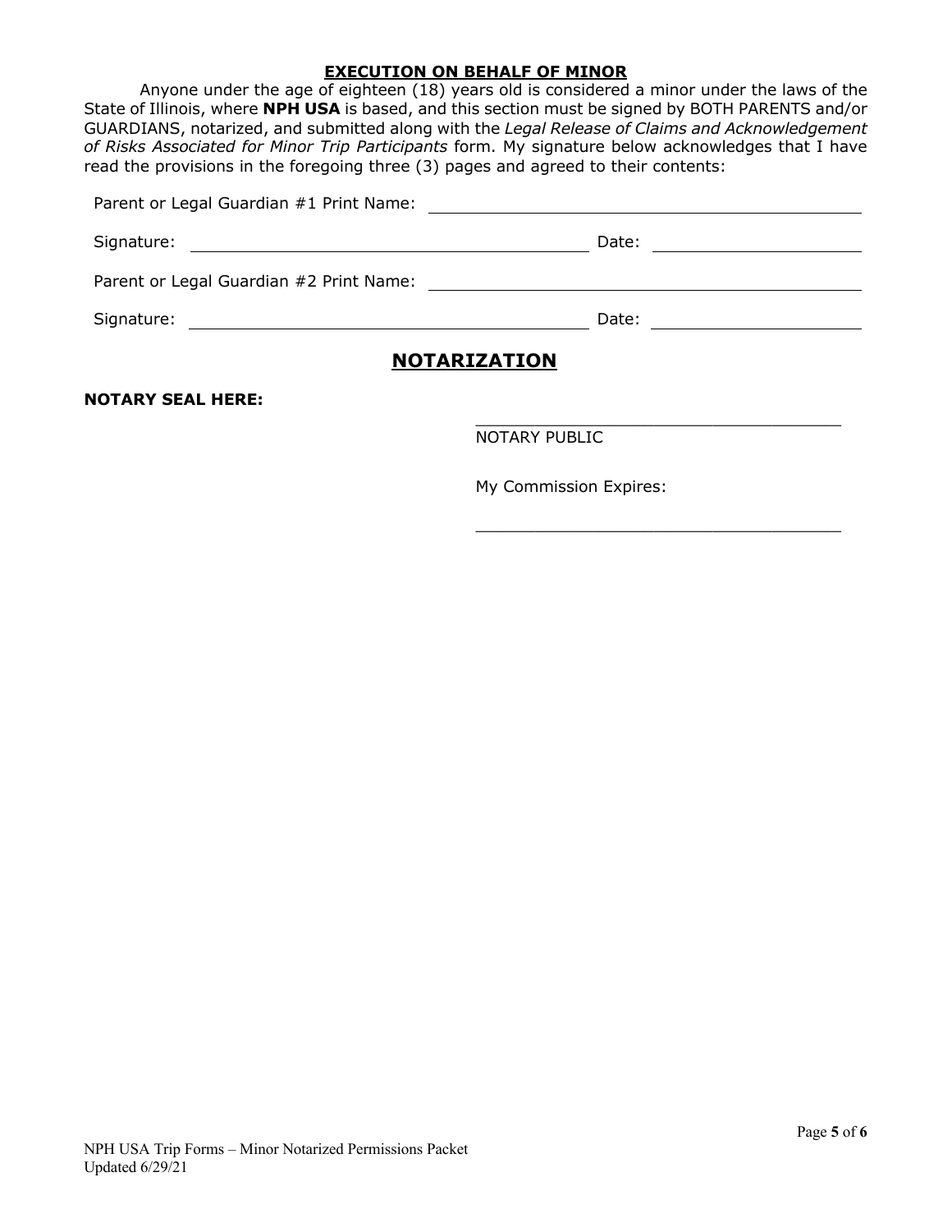## EXECUTION ON BEHALF OF MINOR

Anyone under the age of eighteen (18) years old is considered a minor under the laws of the State of Illinois, where **NPH USA** is based, and this section must be signed by BOTH PARENTS and/or GUARDIANS, notarized, and submitted along with the *Legal Release of Claims and Acknowledgement of Risks Associated for Minor Trip Participants* form. My signature below acknowledges that I have read the provisions in the foregoing three (3) pages and agreed to their contents:

Parent or Legal Guardian #1 Print Name: ______________________________

Signature: ______________________________ Date: ____________________

Parent or Legal Guardian #2 Print Name: ______________________________

Signature: ______________________________ Date: ____________________

## NOTARIZATION

**NOTARY SEAL HERE:**

______________________________
NOTARY PUBLIC

My Commission Expires:

______________________________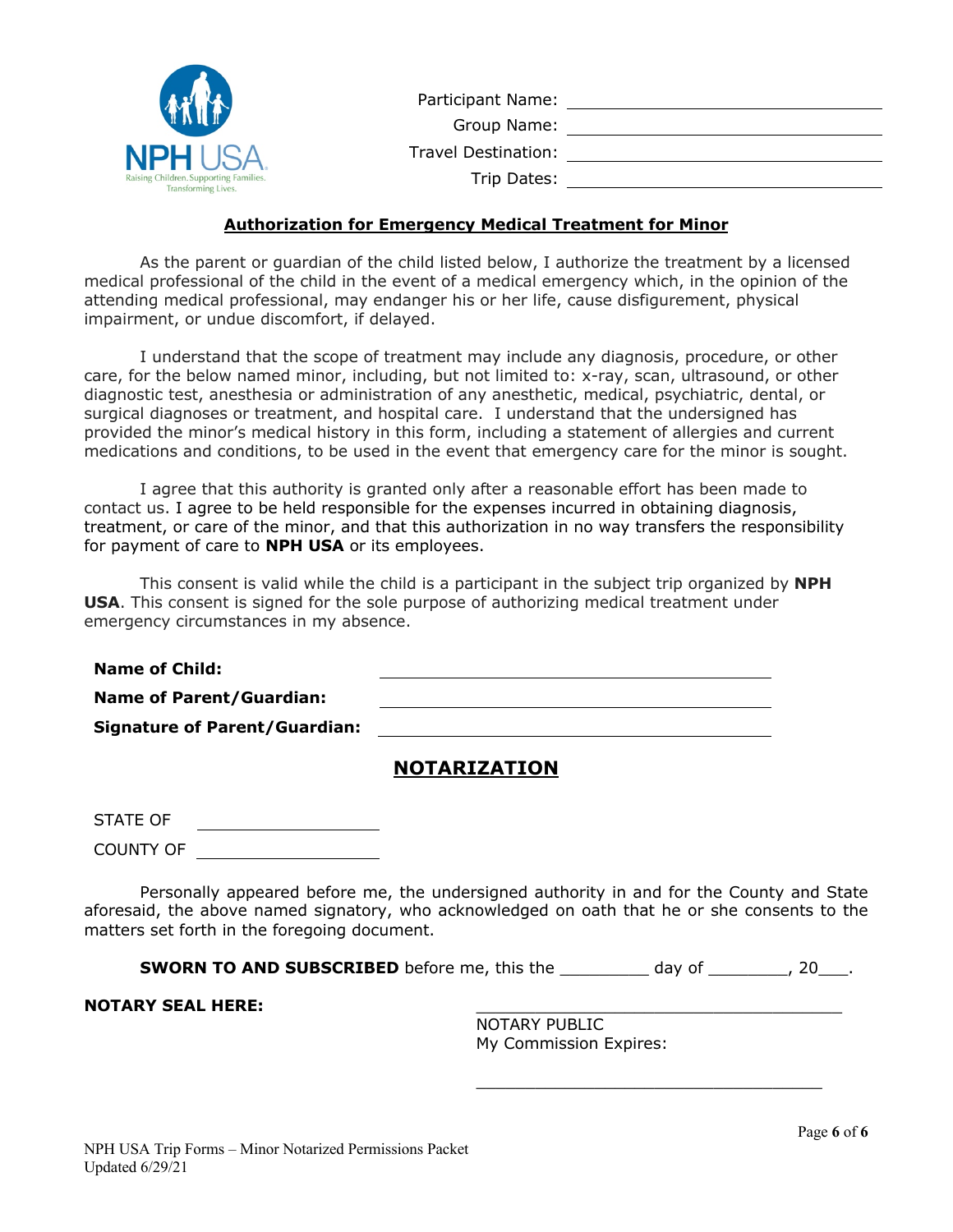NPH USA
Raising Children. Supporting Families. Transforming Lives.

Participant Name: ______________________________

Group Name: ______________________________

Travel Destination: ______________________________

Trip Dates: ______________________________

## Authorization for Emergency Medical Treatment for Minor

As the parent or guardian of the child listed below, I authorize the treatment by a licensed medical professional of the child in the event of a medical emergency which, in the opinion of the attending medical professional, may endanger his or her life, cause disfigurement, physical impairment, or undue discomfort, if delayed.

I understand that the scope of treatment may include any diagnosis, procedure, or other care, for the below named minor, including, but not limited to: x-ray, scan, ultrasound, or other diagnostic test, anesthesia or administration of any anesthetic, medical, psychiatric, dental, or surgical diagnoses or treatment, and hospital care. I understand that the undersigned has provided the minor's medical history in this form, including a statement of allergies and current medications and conditions, to be used in the event that emergency care for the minor is sought.

I agree that this authority is granted only after a reasonable effort has been made to contact us. I agree to be held responsible for the expenses incurred in obtaining diagnosis, treatment, or care of the minor, and that this authorization in no way transfers the responsibility for payment of care to **NPH USA** or its employees.

This consent is valid while the child is a participant in the subject trip organized by **NPH USA**. This consent is signed for the sole purpose of authorizing medical treatment under emergency circumstances in my absence.

**Name of Child:** ______________________________

**Name of Parent/Guardian:** ______________________________

**Signature of Parent/Guardian:** ______________________________

## NOTARIZATION

STATE OF ____________________

COUNTY OF ____________________

Personally appeared before me, the undersigned authority in and for the County and State aforesaid, the above named signatory, who acknowledged on oath that he or she consents to the matters set forth in the foregoing document.

**SWORN TO AND SUBSCRIBED** before me, this the _________ day of ________, 20___.

**NOTARY SEAL HERE:**

______________________________________

NOTARY PUBLIC
My Commission Expires:

______________________________________

NPH USA Trip Forms – Minor Notarized Permissions Packet
Updated 6/29/21